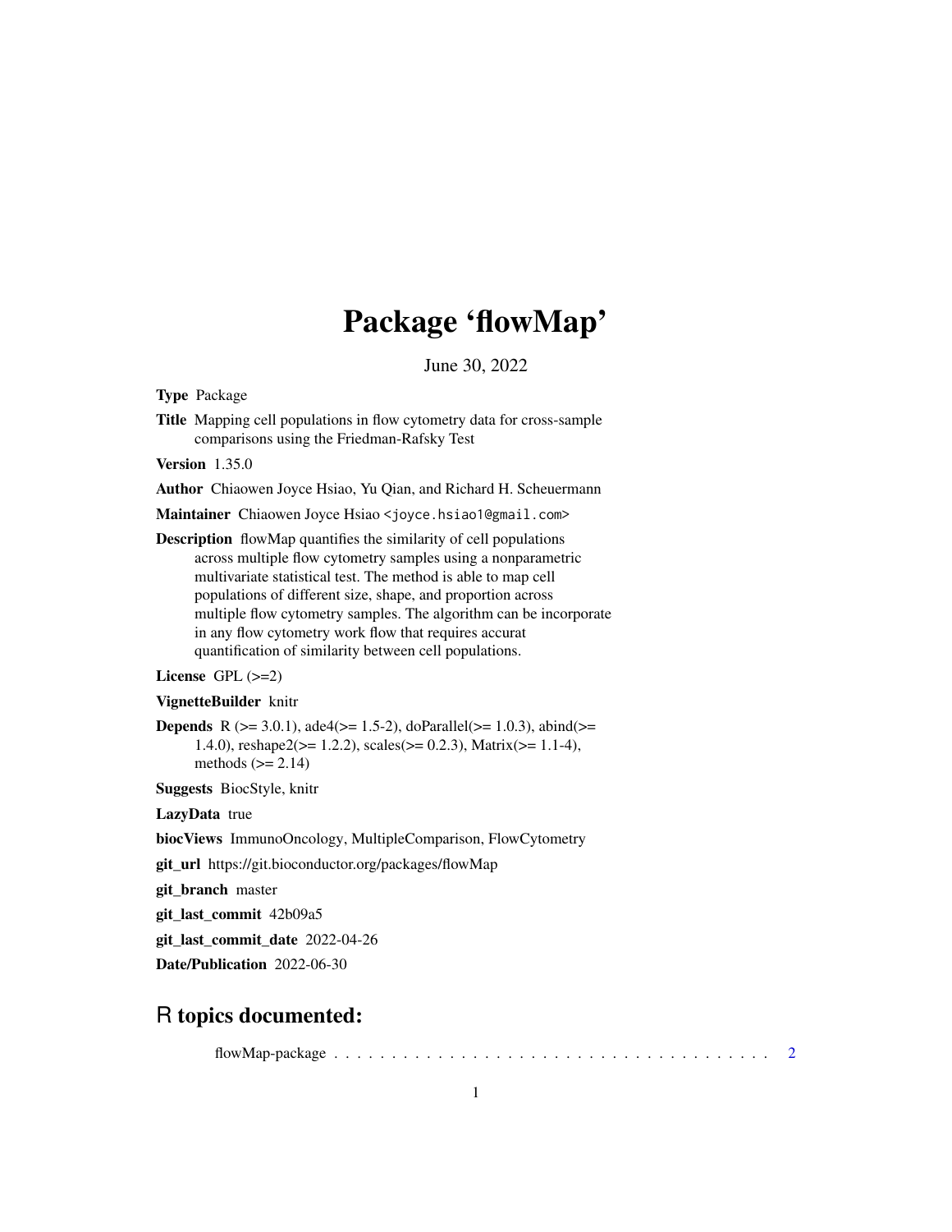# Package 'flowMap'

June 30, 2022

**Type** Package

**Title** Mapping cell populations in flow cytometry data for cross-sample comparisons using the Friedman-Rafsky Test

**Version** 1.35.0

**Author** Chiaowen Joyce Hsiao, Yu Qian, and Richard H. Scheuermann

**Maintainer** Chiaowen Joyce Hsiao <joyce.hsiao1@gmail.com>

**Description** flowMap quantifies the similarity of cell populations across multiple flow cytometry samples using a nonparametric multivariate statistical test. The method is able to map cell populations of different size, shape, and proportion across multiple flow cytometry samples. The algorithm can be incorporate in any flow cytometry work flow that requires accurat quantification of similarity between cell populations.

**License** GPL (>=2)

**VignetteBuilder** knitr

**Depends** R (>= 3.0.1), ade4(>= 1.5-2), doParallel(>= 1.0.3), abind(>= 1.4.0), reshape2(>= 1.2.2), scales(>= 0.2.3), Matrix(>= 1.1-4), methods (>= 2.14)

**Suggests** BiocStyle, knitr

**LazyData** true

**biocViews** ImmunoOncology, MultipleComparison, FlowCytometry

**git_url** https://git.bioconductor.org/packages/flowMap

**git_branch** master

**git_last_commit** 42b09a5

**git_last_commit_date** 2022-04-26

**Date/Publication** 2022-06-30

## R topics documented:

flowMap-package . . . . . . . . . . . . . . . . . . . . . . . . . . . . . . . . . . . . . . . 2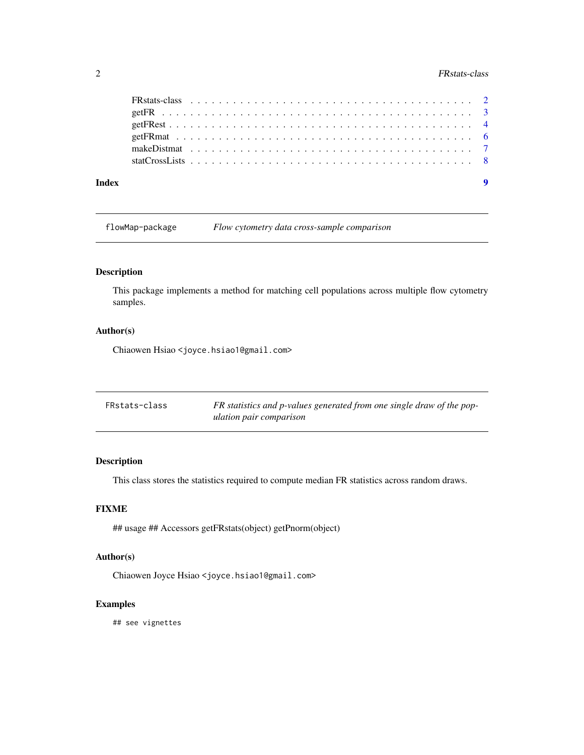FRstats-class . . . . . . . . . . . . . . . . . . . . . . . . . . . . . . . . . . . . 2
getFR . . . . . . . . . . . . . . . . . . . . . . . . . . . . . . . . . . . . . . . . 3
getFRest . . . . . . . . . . . . . . . . . . . . . . . . . . . . . . . . . . . . . . 4
getFRmat . . . . . . . . . . . . . . . . . . . . . . . . . . . . . . . . . . . . . . 6
makeDistmat . . . . . . . . . . . . . . . . . . . . . . . . . . . . . . . . . . . . 7
statCrossLists . . . . . . . . . . . . . . . . . . . . . . . . . . . . . . . . . . . 8

**Index** **9**

---

`flowMap-package` *Flow cytometry data cross-sample comparison*

---

## Description

This package implements a method for matching cell populations across multiple flow cytometry samples.

## Author(s)

Chiaowen Hsiao <`joyce.hsiao1@gmail.com`>

---

`FRstats-class` *FR statistics and p-values generated from one single draw of the population pair comparison*

---

## Description

This class stores the statistics required to compute median FR statistics across random draws.

## FIXME

## usage ## Accessors getFRstats(object) getPnorm(object)

## Author(s)

Chiaowen Joyce Hsiao <`joyce.hsiao1@gmail.com`>

## Examples

```
## see vignettes
```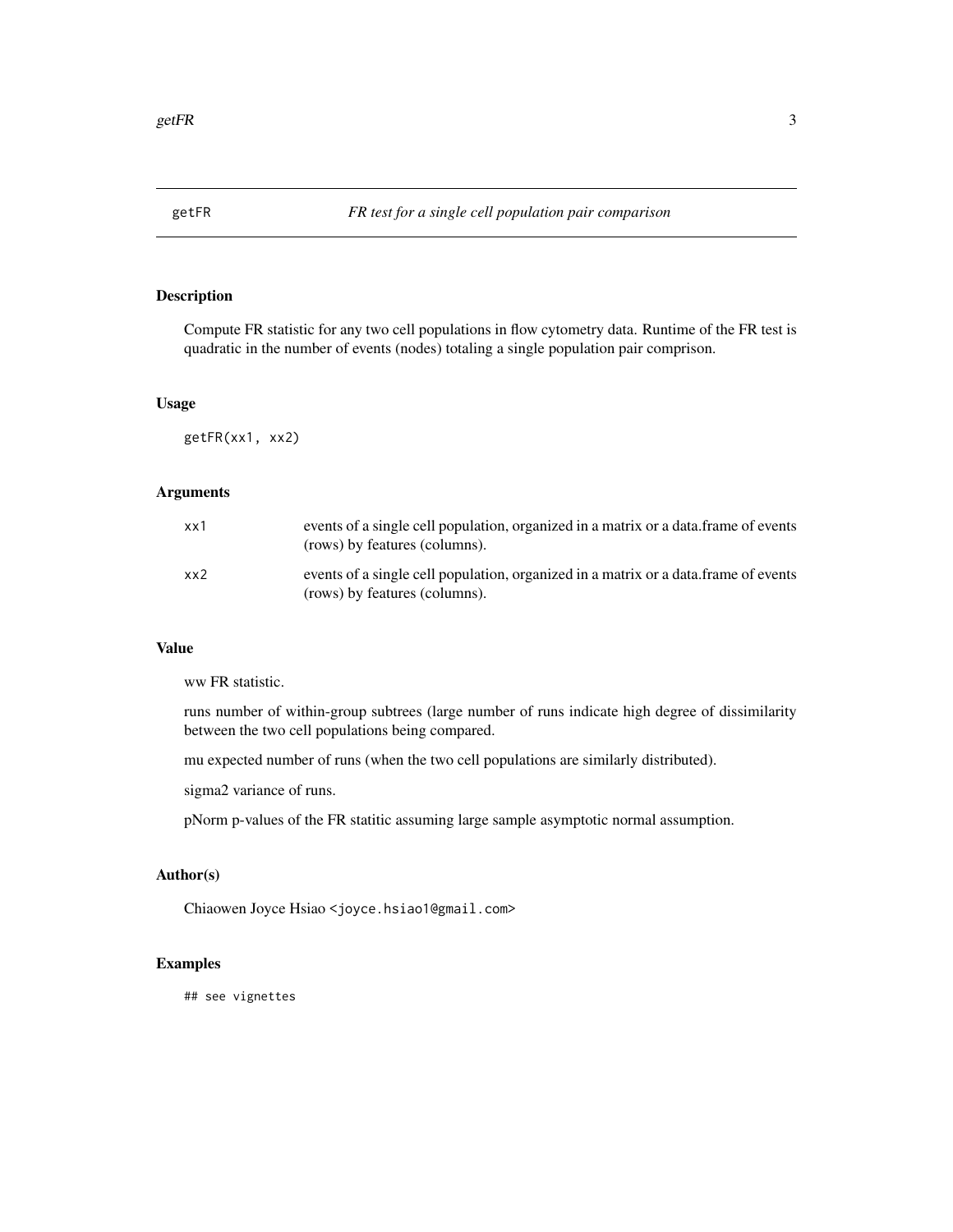## getFR — *FR test for a single cell population pair comparison*

### Description

Compute FR statistic for any two cell populations in flow cytometry data. Runtime of the FR test is quadratic in the number of events (nodes) totaling a single population pair comprison.

### Usage

```
getFR(xx1, xx2)
```

### Arguments

| | |
|---|---|
| `xx1` | events of a single cell population, organized in a matrix or a data.frame of events (rows) by features (columns). |
| `xx2` | events of a single cell population, organized in a matrix or a data.frame of events (rows) by features (columns). |

### Value

ww FR statistic.

runs number of within-group subtrees (large number of runs indicate high degree of dissimilarity between the two cell populations being compared.

mu expected number of runs (when the two cell populations are similarly distributed).

sigma2 variance of runs.

pNorm p-values of the FR statitic assuming large sample asymptotic normal assumption.

### Author(s)

Chiaowen Joyce Hsiao <joyce.hsiao1@gmail.com>

### Examples

```
## see vignettes
```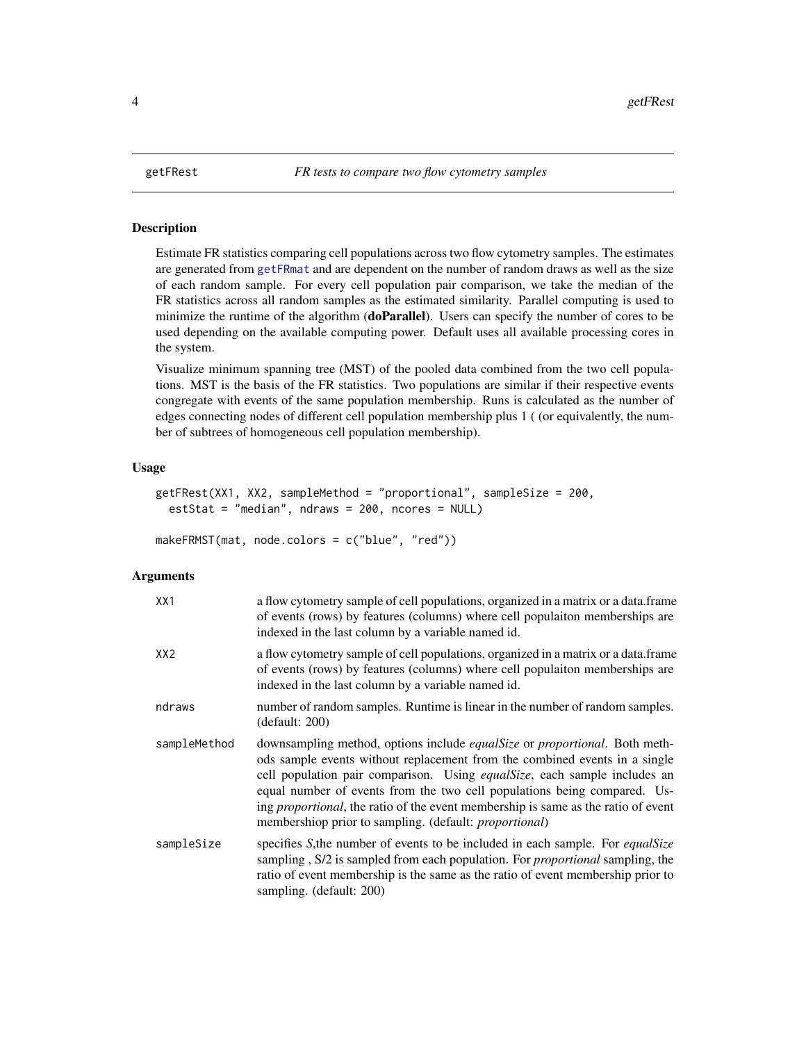getFRest — *FR tests to compare two flow cytometry samples*

## Description

Estimate FR statistics comparing cell populations across two flow cytometry samples. The estimates are generated from getFRmat and are dependent on the number of random draws as well as the size of each random sample. For every cell population pair comparison, we take the median of the FR statistics across all random samples as the estimated similarity. Parallel computing is used to minimize the runtime of the algorithm (**doParallel**). Users can specify the number of cores to be used depending on the available computing power. Default uses all available processing cores in the system.

Visualize minimum spanning tree (MST) of the pooled data combined from the two cell populations. MST is the basis of the FR statistics. Two populations are similar if their respective events congregate with events of the same population membership. Runs is calculated as the number of edges connecting nodes of different cell population membership plus 1 ( (or equivalently, the number of subtrees of homogeneous cell population membership).

## Usage

```
getFRest(XX1, XX2, sampleMethod = "proportional", sampleSize = 200,
  estStat = "median", ndraws = 200, ncores = NULL)

makeFRMST(mat, node.colors = c("blue", "red"))
```

## Arguments

| | |
|---|---|
| XX1 | a flow cytometry sample of cell populations, organized in a matrix or a data.frame of events (rows) by features (columns) where cell populaiton memberships are indexed in the last column by a variable named id. |
| XX2 | a flow cytometry sample of cell populations, organized in a matrix or a data.frame of events (rows) by features (columns) where cell populaiton memberships are indexed in the last column by a variable named id. |
| ndraws | number of random samples. Runtime is linear in the number of random samples. (default: 200) |
| sampleMethod | downsampling method, options include *equalSize* or *proportional*. Both methods sample events without replacement from the combined events in a single cell population pair comparison. Using *equalSize*, each sample includes an equal number of events from the two cell populations being compared. Using *proportional*, the ratio of the event membership is same as the ratio of event membershiop prior to sampling. (default: *proportional*) |
| sampleSize | specifies *S*,the number of events to be included in each sample. For *equalSize* sampling , S/2 is sampled from each population. For *proportional* sampling, the ratio of event membership is the same as the ratio of event membership prior to sampling. (default: 200) |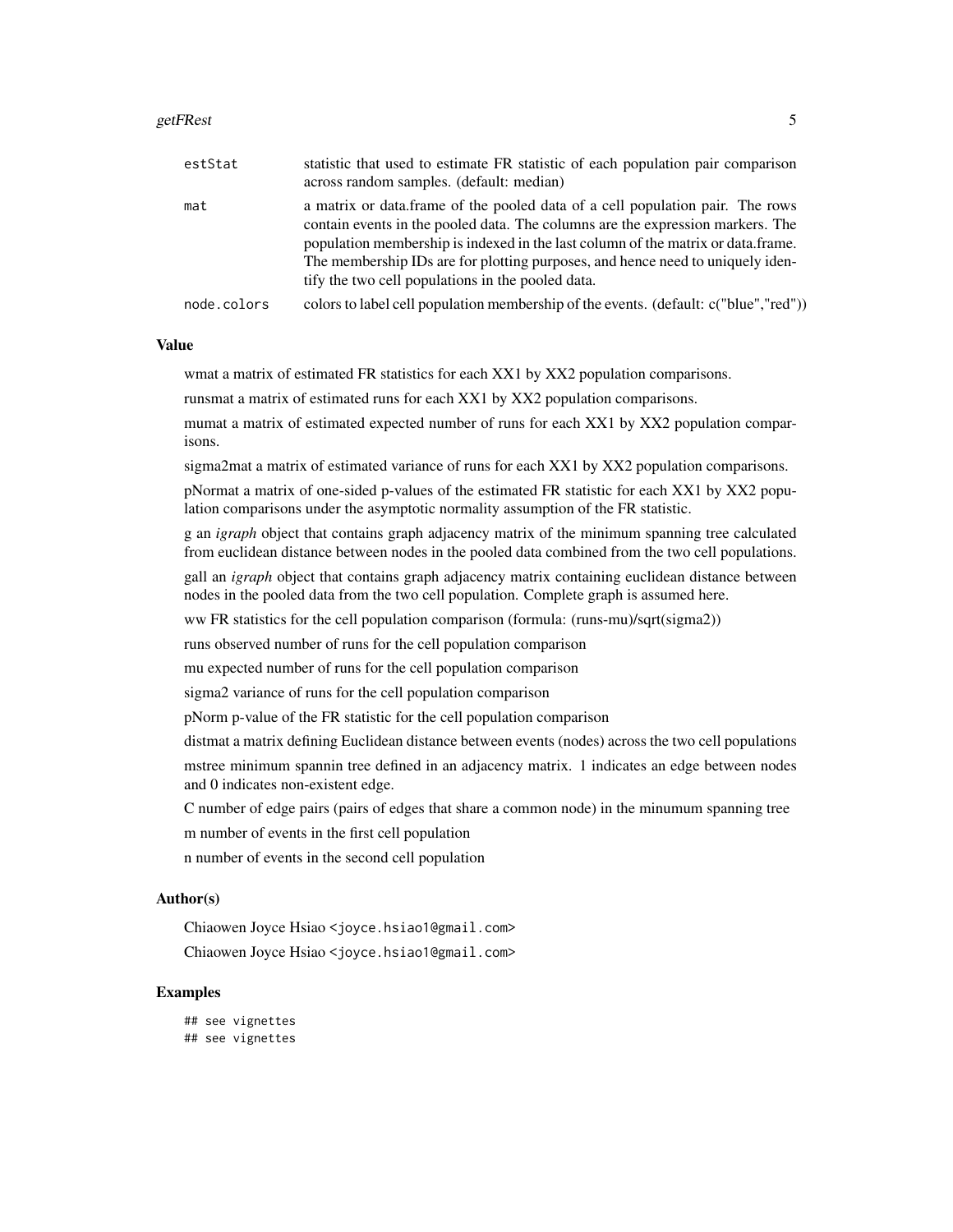| | |
|---|---|
| estStat | statistic that used to estimate FR statistic of each population pair comparison across random samples. (default: median) |
| mat | a matrix or data.frame of the pooled data of a cell population pair. The rows contain events in the pooled data. The columns are the expression markers. The population membership is indexed in the last column of the matrix or data.frame. The membership IDs are for plotting purposes, and hence need to uniquely identify the two cell populations in the pooled data. |
| node.colors | colors to label cell population membership of the events. (default: c("blue","red")) |

## Value

wmat a matrix of estimated FR statistics for each XX1 by XX2 population comparisons.

runsmat a matrix of estimated runs for each XX1 by XX2 population comparisons.

mumat a matrix of estimated expected number of runs for each XX1 by XX2 population comparisons.

sigma2mat a matrix of estimated variance of runs for each XX1 by XX2 population comparisons.

pNormat a matrix of one-sided p-values of the estimated FR statistic for each XX1 by XX2 population comparisons under the asymptotic normality assumption of the FR statistic.

g an *igraph* object that contains graph adjacency matrix of the minimum spanning tree calculated from euclidean distance between nodes in the pooled data combined from the two cell populations.

gall an *igraph* object that contains graph adjacency matrix containing euclidean distance between nodes in the pooled data from the two cell population. Complete graph is assumed here.

ww FR statistics for the cell population comparison (formula: (runs-mu)/sqrt(sigma2))

runs observed number of runs for the cell population comparison

mu expected number of runs for the cell population comparison

sigma2 variance of runs for the cell population comparison

pNorm p-value of the FR statistic for the cell population comparison

distmat a matrix defining Euclidean distance between events (nodes) across the two cell populations

mstree minimum spannin tree defined in an adjacency matrix. 1 indicates an edge between nodes and 0 indicates non-existent edge.

C number of edge pairs (pairs of edges that share a common node) in the minumum spanning tree

m number of events in the first cell population

n number of events in the second cell population

## Author(s)

Chiaowen Joyce Hsiao <joyce.hsiao1@gmail.com>

Chiaowen Joyce Hsiao <joyce.hsiao1@gmail.com>

## Examples

```
## see vignettes
## see vignettes
```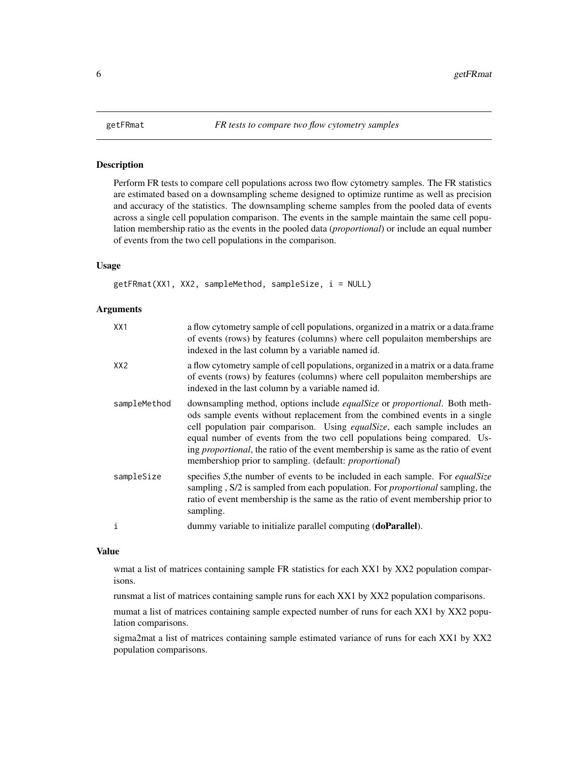## getFRmat

*FR tests to compare two flow cytometry samples*

### Description

Perform FR tests to compare cell populations across two flow cytometry samples. The FR statistics are estimated based on a downsampling scheme designed to optimize runtime as well as precision and accuracy of the statistics. The downsampling scheme samples from the pooled data of events across a single cell population comparison. The events in the sample maintain the same cell population membership ratio as the events in the pooled data (*proportional*) or include an equal number of events from the two cell populations in the comparison.

### Usage

```
getFRmat(XX1, XX2, sampleMethod, sampleSize, i = NULL)
```

### Arguments

| | |
|---|---|
| XX1 | a flow cytometry sample of cell populations, organized in a matrix or a data.frame of events (rows) by features (columns) where cell populaiton memberships are indexed in the last column by a variable named id. |
| XX2 | a flow cytometry sample of cell populations, organized in a matrix or a data.frame of events (rows) by features (columns) where cell populaiton memberships are indexed in the last column by a variable named id. |
| sampleMethod | downsampling method, options include *equalSize* or *proportional*. Both methods sample events without replacement from the combined events in a single cell population pair comparison. Using *equalSize*, each sample includes an equal number of events from the two cell populations being compared. Using *proportional*, the ratio of the event membership is same as the ratio of event membershiop prior to sampling. (default: *proportional*) |
| sampleSize | specifies *S*,the number of events to be included in each sample. For *equalSize* sampling , S/2 is sampled from each population. For *proportional* sampling, the ratio of event membership is the same as the ratio of event membership prior to sampling. |
| i | dummy variable to initialize parallel computing (**doParallel**). |

### Value

wmat a list of matrices containing sample FR statistics for each XX1 by XX2 population comparisons.

runsmat a list of matrices containing sample runs for each XX1 by XX2 population comparisons.

mumat a list of matrices containing sample expected number of runs for each XX1 by XX2 population comparisons.

sigma2mat a list of matrices containing sample estimated variance of runs for each XX1 by XX2 population comparisons.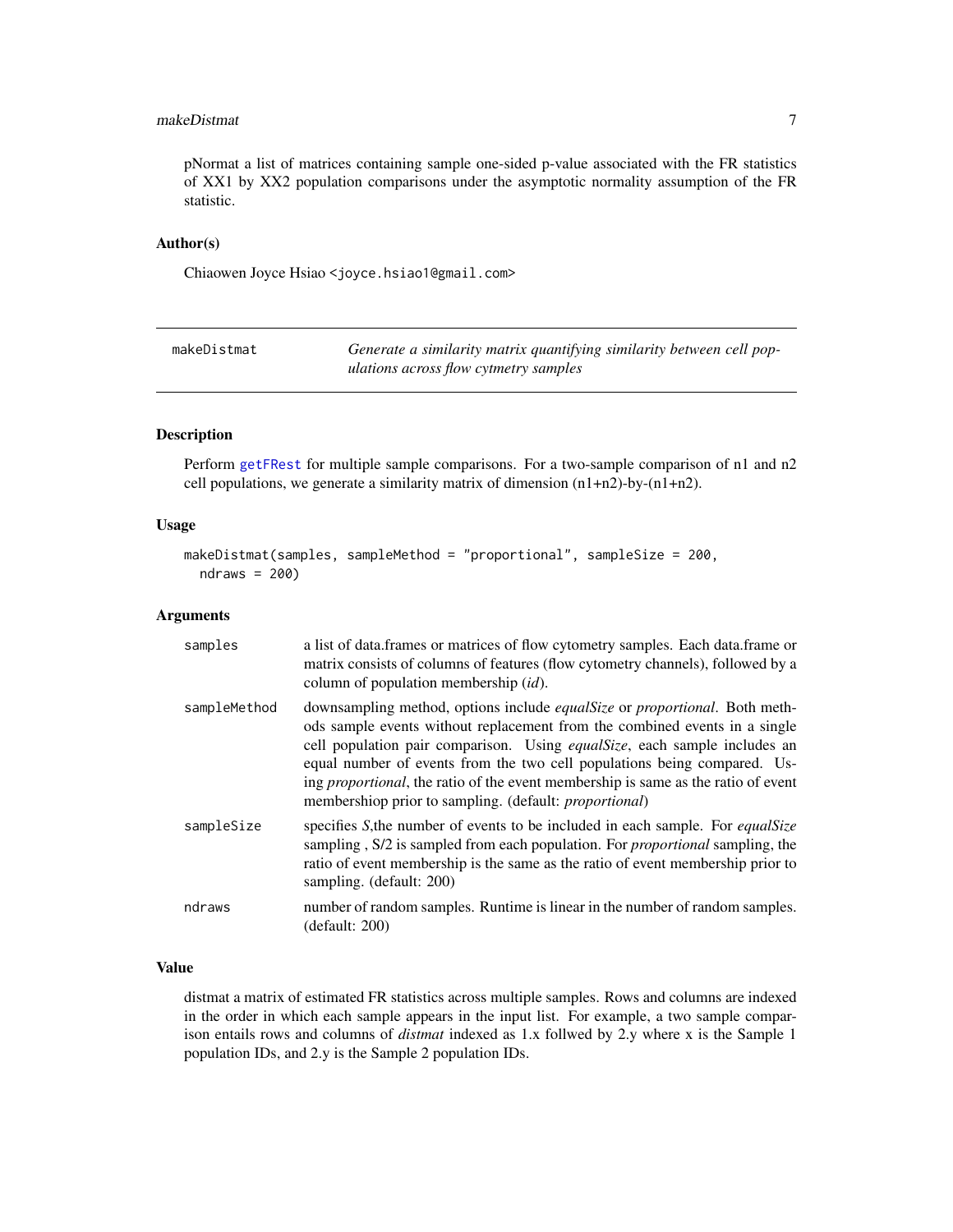pNormat a list of matrices containing sample one-sided p-value associated with the FR statistics of XX1 by XX2 population comparisons under the asymptotic normality assumption of the FR statistic.

### Author(s)

Chiaowen Joyce Hsiao <joyce.hsiao1@gmail.com>

---

## makeDistmat — *Generate a similarity matrix quantifying similarity between cell populations across flow cytmetry samples*

---

### Description

Perform getFRest for multiple sample comparisons. For a two-sample comparison of n1 and n2 cell populations, we generate a similarity matrix of dimension (n1+n2)-by-(n1+n2).

### Usage

```
makeDistmat(samples, sampleMethod = "proportional", sampleSize = 200,
  ndraws = 200)
```

### Arguments

| | |
|---|---|
| samples | a list of data.frames or matrices of flow cytometry samples. Each data.frame or matrix consists of columns of features (flow cytometry channels), followed by a column of population membership (*id*). |
| sampleMethod | downsampling method, options include *equalSize* or *proportional*. Both methods sample events without replacement from the combined events in a single cell population pair comparison. Using *equalSize*, each sample includes an equal number of events from the two cell populations being compared. Using *proportional*, the ratio of the event membership is same as the ratio of event membershiop prior to sampling. (default: *proportional*) |
| sampleSize | specifies *S*,the number of events to be included in each sample. For *equalSize* sampling , S/2 is sampled from each population. For *proportional* sampling, the ratio of event membership is the same as the ratio of event membership prior to sampling. (default: 200) |
| ndraws | number of random samples. Runtime is linear in the number of random samples. (default: 200) |

### Value

distmat a matrix of estimated FR statistics across multiple samples. Rows and columns are indexed in the order in which each sample appears in the input list. For example, a two sample comparison entails rows and columns of *distmat* indexed as 1.x follwed by 2.y where x is the Sample 1 population IDs, and 2.y is the Sample 2 population IDs.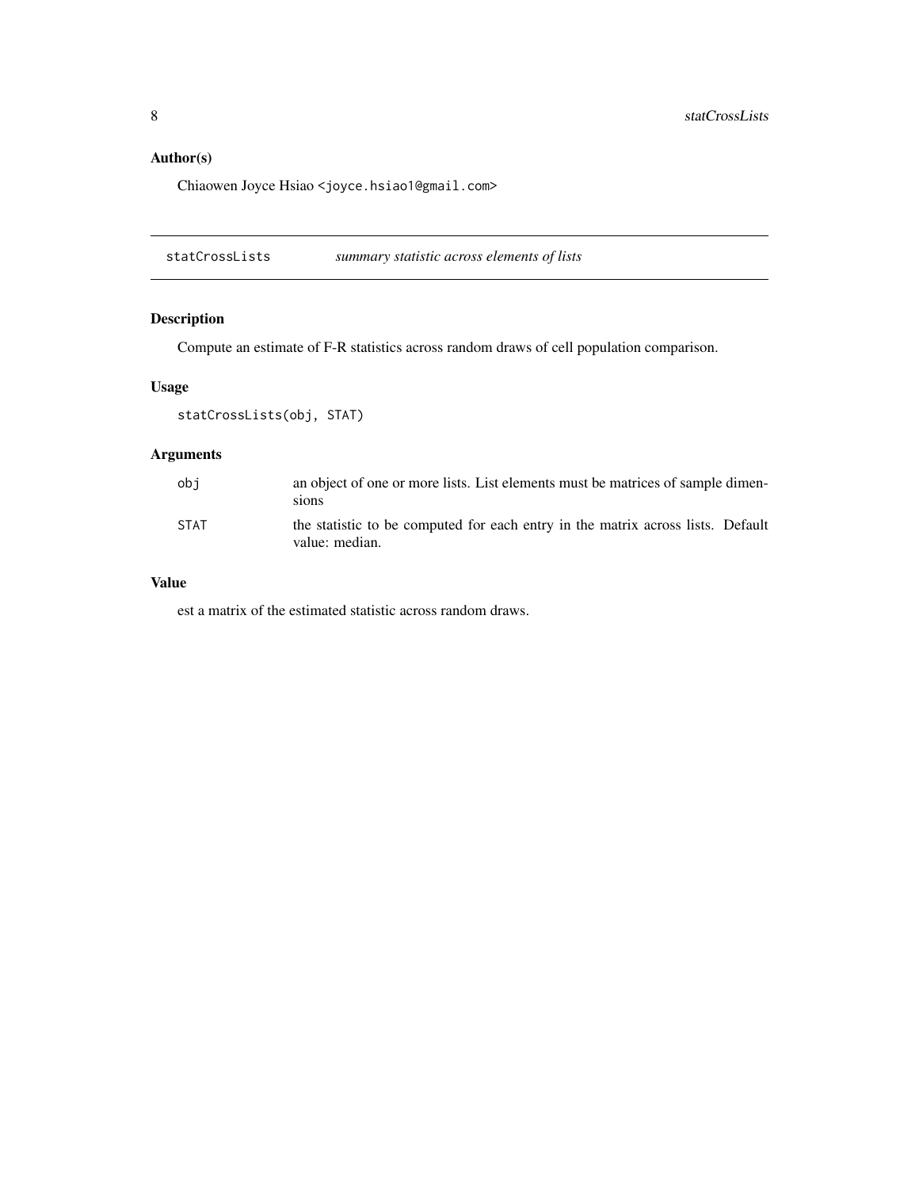## Author(s)

Chiaowen Joyce Hsiao <joyce.hsiao1@gmail.com>

---

# statCrossLists — *summary statistic across elements of lists*

## Description

Compute an estimate of F-R statistics across random draws of cell population comparison.

## Usage

```
statCrossLists(obj, STAT)
```

## Arguments

| | |
|---|---|
| obj | an object of one or more lists. List elements must be matrices of sample dimensions |
| STAT | the statistic to be computed for each entry in the matrix across lists. Default value: median. |

## Value

est a matrix of the estimated statistic across random draws.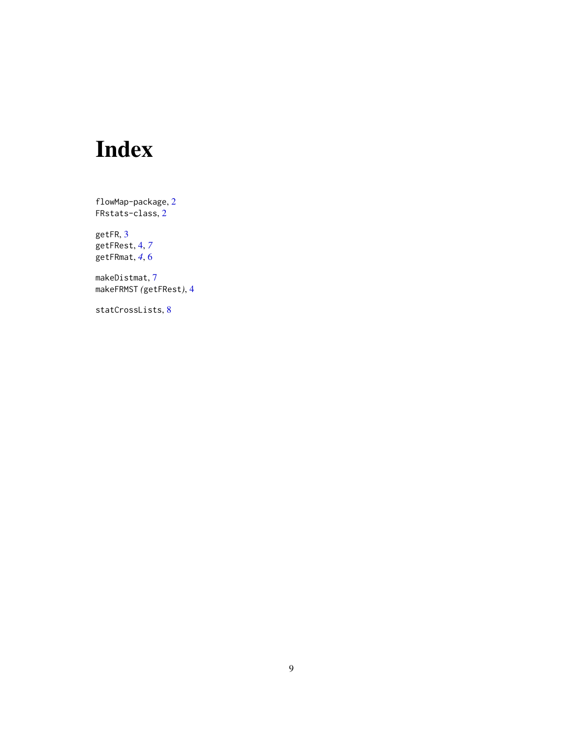# Index

flowMap-package, 2
FRstats-class, 2

getFR, 3
getFRest, 4, *7*
getFRmat, *4*, 6

makeDistmat, 7
makeFRMST *(*getFRest*)*, 4

statCrossLists, 8